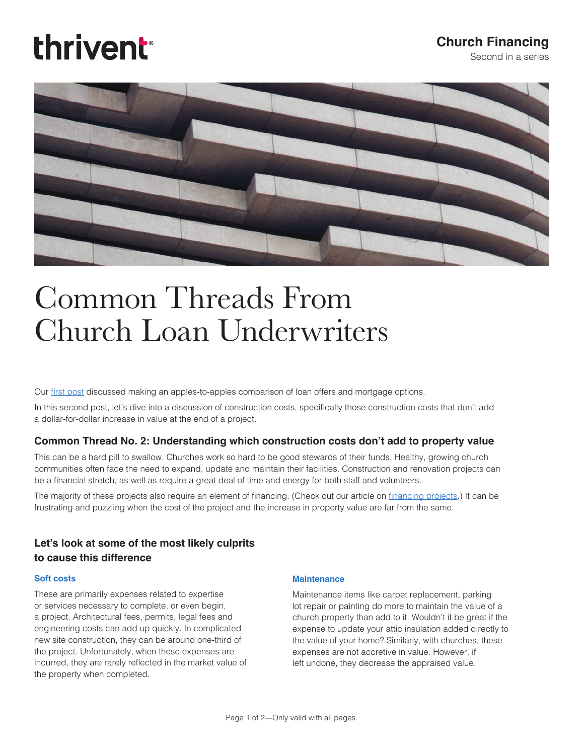thrivent

**Church Financing**
Second in a series

# Common Threads From Church Loan Underwriters

Our first post discussed making an apples-to-apples comparison of loan offers and mortgage options.

In this second post, let's dive into a discussion of construction costs, specifically those construction costs that don't add a dollar-for-dollar increase in value at the end of a project.

## Common Thread No. 2: Understanding which construction costs don't add to property value

This can be a hard pill to swallow. Churches work so hard to be good stewards of their funds. Healthy, growing church communities often face the need to expand, update and maintain their facilities. Construction and renovation projects can be a financial stretch, as well as require a great deal of time and energy for both staff and volunteers.

The majority of these projects also require an element of financing. (Check out our article on financing projects.) It can be frustrating and puzzling when the cost of the project and the increase in property value are far from the same.

## Let's look at some of the most likely culprits to cause this difference

### Soft costs

These are primarily expenses related to expertise or services necessary to complete, or even begin, a project. Architectural fees, permits, legal fees and engineering costs can add up quickly. In complicated new site construction, they can be around one-third of the project. Unfortunately, when these expenses are incurred, they are rarely reflected in the market value of the property when completed.

### Maintenance

Maintenance items like carpet replacement, parking lot repair or painting do more to maintain the value of a church property than add to it. Wouldn't it be great if the expense to update your attic insulation added directly to the value of your home? Similarly, with churches, these expenses are not accretive in value. However, if left undone, they decrease the appraised value.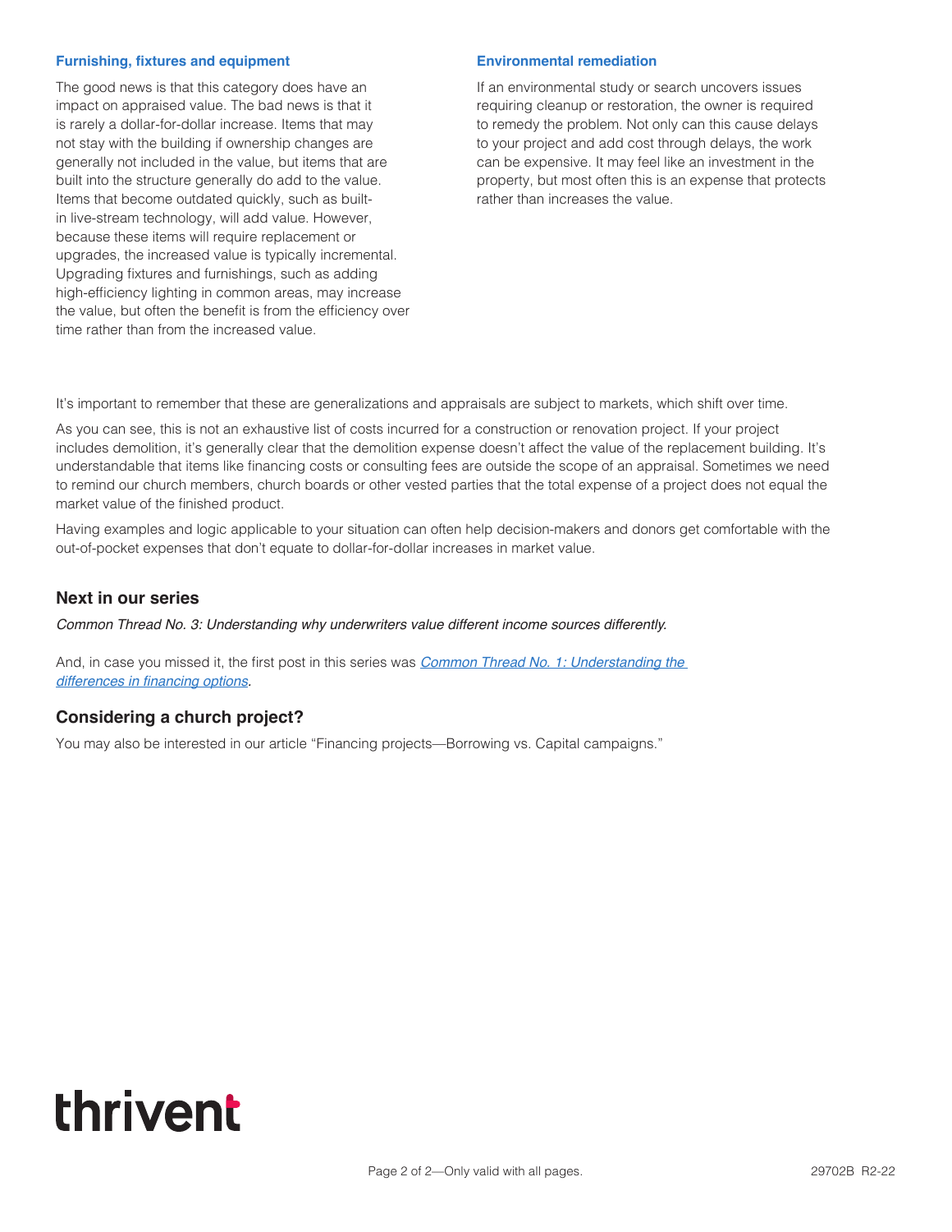### Furnishing, fixtures and equipment

The good news is that this category does have an impact on appraised value. The bad news is that it is rarely a dollar-for-dollar increase. Items that may not stay with the building if ownership changes are generally not included in the value, but items that are built into the structure generally do add to the value. Items that become outdated quickly, such as built-in live-stream technology, will add value. However, because these items will require replacement or upgrades, the increased value is typically incremental. Upgrading fixtures and furnishings, such as adding high-efficiency lighting in common areas, may increase the value, but often the benefit is from the efficiency over time rather than from the increased value.

### Environmental remediation

If an environmental study or search uncovers issues requiring cleanup or restoration, the owner is required to remedy the problem. Not only can this cause delays to your project and add cost through delays, the work can be expensive. It may feel like an investment in the property, but most often this is an expense that protects rather than increases the value.

It's important to remember that these are generalizations and appraisals are subject to markets, which shift over time.

As you can see, this is not an exhaustive list of costs incurred for a construction or renovation project. If your project includes demolition, it's generally clear that the demolition expense doesn't affect the value of the replacement building. It's understandable that items like financing costs or consulting fees are outside the scope of an appraisal. Sometimes we need to remind our church members, church boards or other vested parties that the total expense of a project does not equal the market value of the finished product.

Having examples and logic applicable to your situation can often help decision-makers and donors get comfortable with the out-of-pocket expenses that don't equate to dollar-for-dollar increases in market value.

## Next in our series

*Common Thread No. 3: Understanding why underwriters value different income sources differently.*

And, in case you missed it, the first post in this series was *Common Thread No. 1: Understanding the differences in financing options*.

## Considering a church project?

You may also be interested in our article "Financing projects—Borrowing vs. Capital campaigns."

thrivent

Page 2 of 2—Only valid with all pages.

29702B R2-22